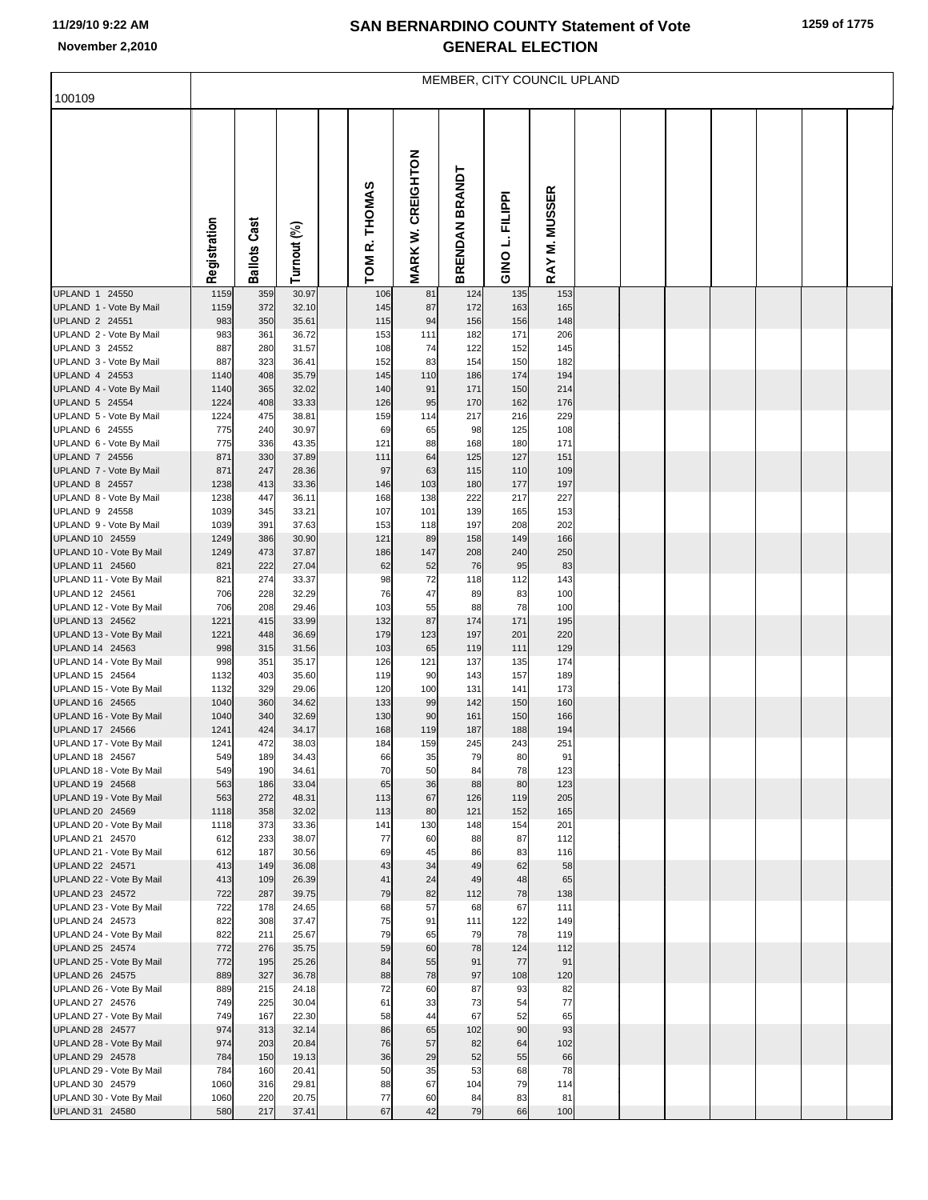# SAN BERNARDINO COUNTY Statement of Vote
# GENERAL ELECTION

11/29/10 9:22 AM
November 2,2010

## MEMBER, CITY COUNCIL UPLAND

100109

| | Registration | Ballots Cast | Turnout (%) | TOM R. THOMAS | MARK W. CREIGHTON | BRENDAN BRANDT | GINO L. FILIPPI | RAY M. MUSSER |
|---|---|---|---|---|---|---|---|---|
| UPLAND 1 24550 | 1159 | 359 | 30.97 | 106 | 81 | 124 | 135 | 153 |
| UPLAND 1 - Vote By Mail | 1159 | 372 | 32.10 | 145 | 87 | 172 | 163 | 165 |
| UPLAND 2 24551 | 983 | 350 | 35.61 | 115 | 94 | 156 | 156 | 148 |
| UPLAND 2 - Vote By Mail | 983 | 361 | 36.72 | 153 | 111 | 182 | 171 | 206 |
| UPLAND 3 24552 | 887 | 280 | 31.57 | 108 | 74 | 122 | 152 | 145 |
| UPLAND 3 - Vote By Mail | 887 | 323 | 36.41 | 152 | 83 | 154 | 150 | 182 |
| UPLAND 4 24553 | 1140 | 408 | 35.79 | 145 | 110 | 186 | 174 | 194 |
| UPLAND 4 - Vote By Mail | 1140 | 365 | 32.02 | 140 | 91 | 171 | 150 | 214 |
| UPLAND 5 24554 | 1224 | 408 | 33.33 | 126 | 95 | 170 | 162 | 176 |
| UPLAND 5 - Vote By Mail | 1224 | 475 | 38.81 | 159 | 114 | 217 | 216 | 229 |
| UPLAND 6 24555 | 775 | 240 | 30.97 | 69 | 65 | 98 | 125 | 108 |
| UPLAND 6 - Vote By Mail | 775 | 336 | 43.35 | 121 | 88 | 168 | 180 | 171 |
| UPLAND 7 24556 | 871 | 330 | 37.89 | 111 | 64 | 125 | 127 | 151 |
| UPLAND 7 - Vote By Mail | 871 | 247 | 28.36 | 97 | 63 | 115 | 110 | 109 |
| UPLAND 8 24557 | 1238 | 413 | 33.36 | 146 | 103 | 180 | 177 | 197 |
| UPLAND 8 - Vote By Mail | 1238 | 447 | 36.11 | 168 | 138 | 222 | 217 | 227 |
| UPLAND 9 24558 | 1039 | 345 | 33.21 | 107 | 101 | 139 | 165 | 153 |
| UPLAND 9 - Vote By Mail | 1039 | 391 | 37.63 | 153 | 118 | 197 | 208 | 202 |
| UPLAND 10 24559 | 1249 | 386 | 30.90 | 121 | 89 | 158 | 149 | 166 |
| UPLAND 10 - Vote By Mail | 1249 | 473 | 37.87 | 186 | 147 | 208 | 240 | 250 |
| UPLAND 11 24560 | 821 | 222 | 27.04 | 62 | 52 | 76 | 95 | 83 |
| UPLAND 11 - Vote By Mail | 821 | 274 | 33.37 | 98 | 72 | 118 | 112 | 143 |
| UPLAND 12 24561 | 706 | 228 | 32.29 | 76 | 47 | 89 | 83 | 100 |
| UPLAND 12 - Vote By Mail | 706 | 208 | 29.46 | 103 | 55 | 88 | 78 | 100 |
| UPLAND 13 24562 | 1221 | 415 | 33.99 | 132 | 87 | 174 | 171 | 195 |
| UPLAND 13 - Vote By Mail | 1221 | 448 | 36.69 | 179 | 123 | 197 | 201 | 220 |
| UPLAND 14 24563 | 998 | 315 | 31.56 | 103 | 65 | 119 | 111 | 129 |
| UPLAND 14 - Vote By Mail | 998 | 351 | 35.17 | 126 | 121 | 137 | 135 | 174 |
| UPLAND 15 24564 | 1132 | 403 | 35.60 | 119 | 90 | 143 | 157 | 189 |
| UPLAND 15 - Vote By Mail | 1132 | 329 | 29.06 | 120 | 100 | 131 | 141 | 173 |
| UPLAND 16 24565 | 1040 | 360 | 34.62 | 133 | 99 | 142 | 150 | 160 |
| UPLAND 16 - Vote By Mail | 1040 | 340 | 32.69 | 130 | 90 | 161 | 150 | 166 |
| UPLAND 17 24566 | 1241 | 424 | 34.17 | 168 | 119 | 187 | 188 | 194 |
| UPLAND 17 - Vote By Mail | 1241 | 472 | 38.03 | 184 | 159 | 245 | 243 | 251 |
| UPLAND 18 24567 | 549 | 189 | 34.43 | 66 | 35 | 79 | 80 | 91 |
| UPLAND 18 - Vote By Mail | 549 | 190 | 34.61 | 70 | 50 | 84 | 78 | 123 |
| UPLAND 19 24568 | 563 | 186 | 33.04 | 65 | 36 | 88 | 80 | 123 |
| UPLAND 19 - Vote By Mail | 563 | 272 | 48.31 | 113 | 67 | 126 | 119 | 205 |
| UPLAND 20 24569 | 1118 | 358 | 32.02 | 113 | 80 | 121 | 152 | 165 |
| UPLAND 20 - Vote By Mail | 1118 | 373 | 33.36 | 141 | 130 | 148 | 154 | 201 |
| UPLAND 21 24570 | 612 | 233 | 38.07 | 77 | 60 | 88 | 87 | 112 |
| UPLAND 21 - Vote By Mail | 612 | 187 | 30.56 | 69 | 45 | 86 | 83 | 116 |
| UPLAND 22 24571 | 413 | 149 | 36.08 | 43 | 34 | 49 | 62 | 58 |
| UPLAND 22 - Vote By Mail | 413 | 109 | 26.39 | 41 | 24 | 49 | 48 | 65 |
| UPLAND 23 24572 | 722 | 287 | 39.75 | 79 | 82 | 112 | 78 | 138 |
| UPLAND 23 - Vote By Mail | 722 | 178 | 24.65 | 68 | 57 | 68 | 67 | 111 |
| UPLAND 24 24573 | 822 | 308 | 37.47 | 75 | 91 | 111 | 122 | 149 |
| UPLAND 24 - Vote By Mail | 822 | 211 | 25.67 | 79 | 65 | 79 | 78 | 119 |
| UPLAND 25 24574 | 772 | 276 | 35.75 | 59 | 60 | 78 | 124 | 112 |
| UPLAND 25 - Vote By Mail | 772 | 195 | 25.26 | 84 | 55 | 91 | 77 | 91 |
| UPLAND 26 24575 | 889 | 327 | 36.78 | 88 | 78 | 97 | 108 | 120 |
| UPLAND 26 - Vote By Mail | 889 | 215 | 24.18 | 72 | 60 | 87 | 93 | 82 |
| UPLAND 27 24576 | 749 | 225 | 30.04 | 61 | 33 | 73 | 54 | 77 |
| UPLAND 27 - Vote By Mail | 749 | 167 | 22.30 | 58 | 44 | 67 | 52 | 65 |
| UPLAND 28 24577 | 974 | 313 | 32.14 | 86 | 65 | 102 | 90 | 93 |
| UPLAND 28 - Vote By Mail | 974 | 203 | 20.84 | 76 | 57 | 82 | 64 | 102 |
| UPLAND 29 24578 | 784 | 150 | 19.13 | 36 | 29 | 52 | 55 | 66 |
| UPLAND 29 - Vote By Mail | 784 | 160 | 20.41 | 50 | 35 | 53 | 68 | 78 |
| UPLAND 30 24579 | 1060 | 316 | 29.81 | 88 | 67 | 104 | 79 | 114 |
| UPLAND 30 - Vote By Mail | 1060 | 220 | 20.75 | 77 | 60 | 84 | 83 | 81 |
| UPLAND 31 24580 | 580 | 217 | 37.41 | 67 | 42 | 79 | 66 | 100 |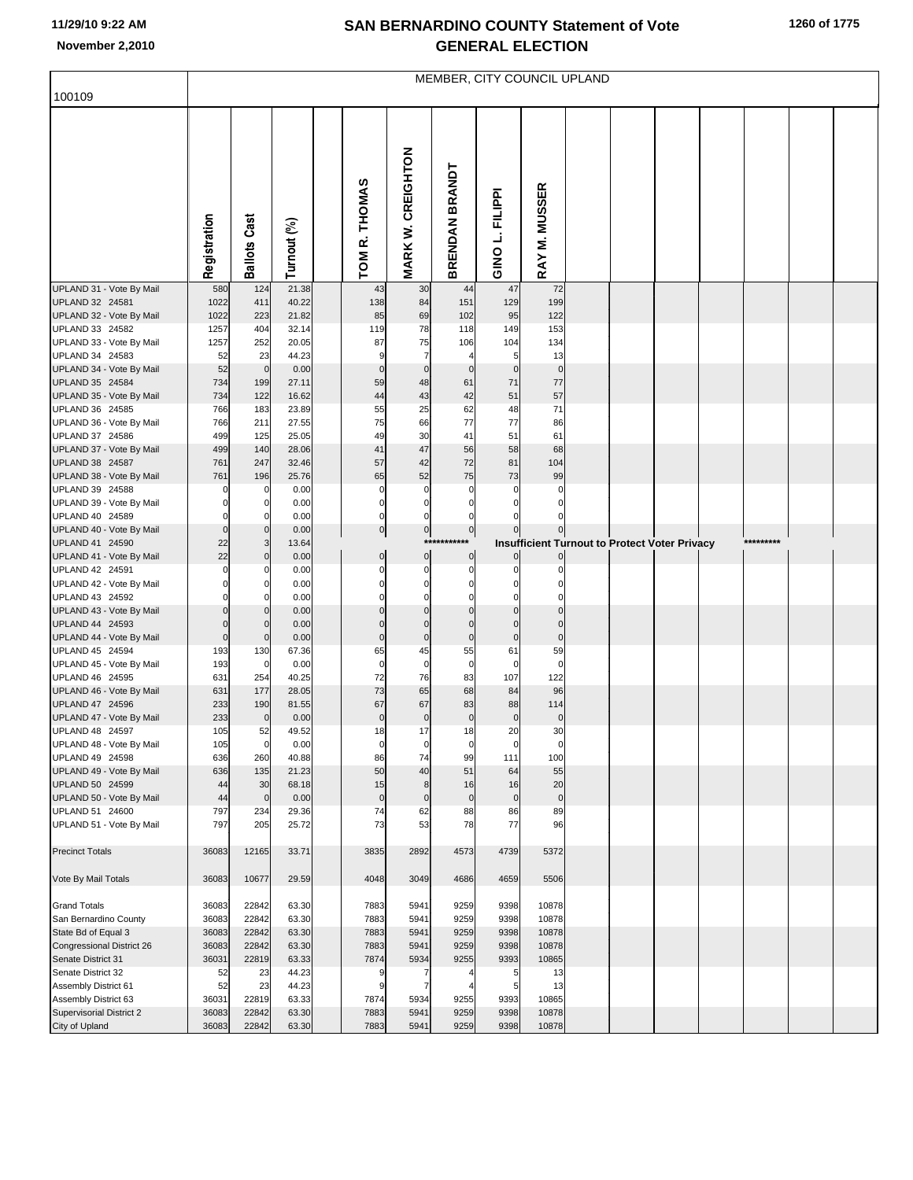# SAN BERNARDINO COUNTY Statement of Vote
# GENERAL ELECTION

11/29/10 9:22 AM
November 2,2010

100109

MEMBER, CITY COUNCIL UPLAND

| | Registration | Ballots Cast | Turnout (%) | | TOM R. THOMAS | MARK W. CREIGHTON | BRENDAN BRANDT | GINO L. FILIPPI | RAY M. MUSSER |
|---|---|---|---|---|---|---|---|---|---|
| UPLAND 31 - Vote By Mail | 580 | 124 | 21.38 | | 43 | 30 | 44 | 47 | 72 |
| UPLAND 32 24581 | 1022 | 411 | 40.22 | | 138 | 84 | 151 | 129 | 199 |
| UPLAND 32 - Vote By Mail | 1022 | 223 | 21.82 | | 85 | 69 | 102 | 95 | 122 |
| UPLAND 33 24582 | 1257 | 404 | 32.14 | | 119 | 78 | 118 | 149 | 153 |
| UPLAND 33 - Vote By Mail | 1257 | 252 | 20.05 | | 87 | 75 | 106 | 104 | 134 |
| UPLAND 34 24583 | 52 | 23 | 44.23 | | 9 | 7 | 4 | 5 | 13 |
| UPLAND 34 - Vote By Mail | 52 | 0 | 0.00 | | 0 | 0 | 0 | 0 | 0 |
| UPLAND 35 24584 | 734 | 199 | 27.11 | | 59 | 48 | 61 | 71 | 77 |
| UPLAND 35 - Vote By Mail | 734 | 122 | 16.62 | | 44 | 43 | 42 | 51 | 57 |
| UPLAND 36 24585 | 766 | 183 | 23.89 | | 55 | 25 | 62 | 48 | 71 |
| UPLAND 36 - Vote By Mail | 766 | 211 | 27.55 | | 75 | 66 | 77 | 77 | 86 |
| UPLAND 37 24586 | 499 | 125 | 25.05 | | 49 | 30 | 41 | 51 | 61 |
| UPLAND 37 - Vote By Mail | 499 | 140 | 28.06 | | 41 | 47 | 56 | 58 | 68 |
| UPLAND 38 24587 | 761 | 247 | 32.46 | | 57 | 42 | 72 | 81 | 104 |
| UPLAND 38 - Vote By Mail | 761 | 196 | 25.76 | | 65 | 52 | 75 | 73 | 99 |
| UPLAND 39 24588 | 0 | 0 | 0.00 | | 0 | 0 | 0 | 0 | 0 |
| UPLAND 39 - Vote By Mail | 0 | 0 | 0.00 | | 0 | 0 | 0 | 0 | 0 |
| UPLAND 40 24589 | 0 | 0 | 0.00 | | 0 | 0 | 0 | 0 | 0 |
| UPLAND 40 - Vote By Mail | 0 | 0 | 0.00 | | 0 | 0 | 0 | 0 | 0 |
| UPLAND 41 24590 | 22 | 3 | 13.64 | | *********** Insufficient Turnout to Protect Voter Privacy ********* | | | | |
| UPLAND 41 - Vote By Mail | 22 | 0 | 0.00 | | 0 | 0 | 0 | 0 | 0 |
| UPLAND 42 24591 | 0 | 0 | 0.00 | | 0 | 0 | 0 | 0 | 0 |
| UPLAND 42 - Vote By Mail | 0 | 0 | 0.00 | | 0 | 0 | 0 | 0 | 0 |
| UPLAND 43 24592 | 0 | 0 | 0.00 | | 0 | 0 | 0 | 0 | 0 |
| UPLAND 43 - Vote By Mail | 0 | 0 | 0.00 | | 0 | 0 | 0 | 0 | 0 |
| UPLAND 44 24593 | 0 | 0 | 0.00 | | 0 | 0 | 0 | 0 | 0 |
| UPLAND 44 - Vote By Mail | 0 | 0 | 0.00 | | 0 | 0 | 0 | 0 | 0 |
| UPLAND 45 24594 | 193 | 130 | 67.36 | | 65 | 45 | 55 | 61 | 59 |
| UPLAND 45 - Vote By Mail | 193 | 0 | 0.00 | | 0 | 0 | 0 | 0 | 0 |
| UPLAND 46 24595 | 631 | 254 | 40.25 | | 72 | 76 | 83 | 107 | 122 |
| UPLAND 46 - Vote By Mail | 631 | 177 | 28.05 | | 73 | 65 | 68 | 84 | 96 |
| UPLAND 47 24596 | 233 | 190 | 81.55 | | 67 | 67 | 83 | 88 | 114 |
| UPLAND 47 - Vote By Mail | 233 | 0 | 0.00 | | 0 | 0 | 0 | 0 | 0 |
| UPLAND 48 24597 | 105 | 52 | 49.52 | | 18 | 17 | 18 | 20 | 30 |
| UPLAND 48 - Vote By Mail | 105 | 0 | 0.00 | | 0 | 0 | 0 | 0 | 0 |
| UPLAND 49 24598 | 636 | 260 | 40.88 | | 86 | 74 | 99 | 111 | 100 |
| UPLAND 49 - Vote By Mail | 636 | 135 | 21.23 | | 50 | 40 | 51 | 64 | 55 |
| UPLAND 50 24599 | 44 | 30 | 68.18 | | 15 | 8 | 16 | 16 | 20 |
| UPLAND 50 - Vote By Mail | 44 | 0 | 0.00 | | 0 | 0 | 0 | 0 | 0 |
| UPLAND 51 24600 | 797 | 234 | 29.36 | | 74 | 62 | 88 | 86 | 89 |
| UPLAND 51 - Vote By Mail | 797 | 205 | 25.72 | | 73 | 53 | 78 | 77 | 96 |
| Precinct Totals | 36083 | 12165 | 33.71 | | 3835 | 2892 | 4573 | 4739 | 5372 |
| Vote By Mail Totals | 36083 | 10677 | 29.59 | | 4048 | 3049 | 4686 | 4659 | 5506 |
| Grand Totals | 36083 | 22842 | 63.30 | | 7883 | 5941 | 9259 | 9398 | 10878 |
| San Bernardino County | 36083 | 22842 | 63.30 | | 7883 | 5941 | 9259 | 9398 | 10878 |
| State Bd of Equal 3 | 36083 | 22842 | 63.30 | | 7883 | 5941 | 9259 | 9398 | 10878 |
| Congressional District 26 | 36083 | 22842 | 63.30 | | 7883 | 5941 | 9259 | 9398 | 10878 |
| Senate District 31 | 36031 | 22819 | 63.33 | | 7874 | 5934 | 9255 | 9393 | 10865 |
| Senate District 32 | 52 | 23 | 44.23 | | 9 | 7 | 4 | 5 | 13 |
| Assembly District 61 | 52 | 23 | 44.23 | | 9 | 7 | 4 | 5 | 13 |
| Assembly District 63 | 36031 | 22819 | 63.33 | | 7874 | 5934 | 9255 | 9393 | 10865 |
| Supervisorial District 2 | 36083 | 22842 | 63.30 | | 7883 | 5941 | 9259 | 9398 | 10878 |
| City of Upland | 36083 | 22842 | 63.30 | | 7883 | 5941 | 9259 | 9398 | 10878 |